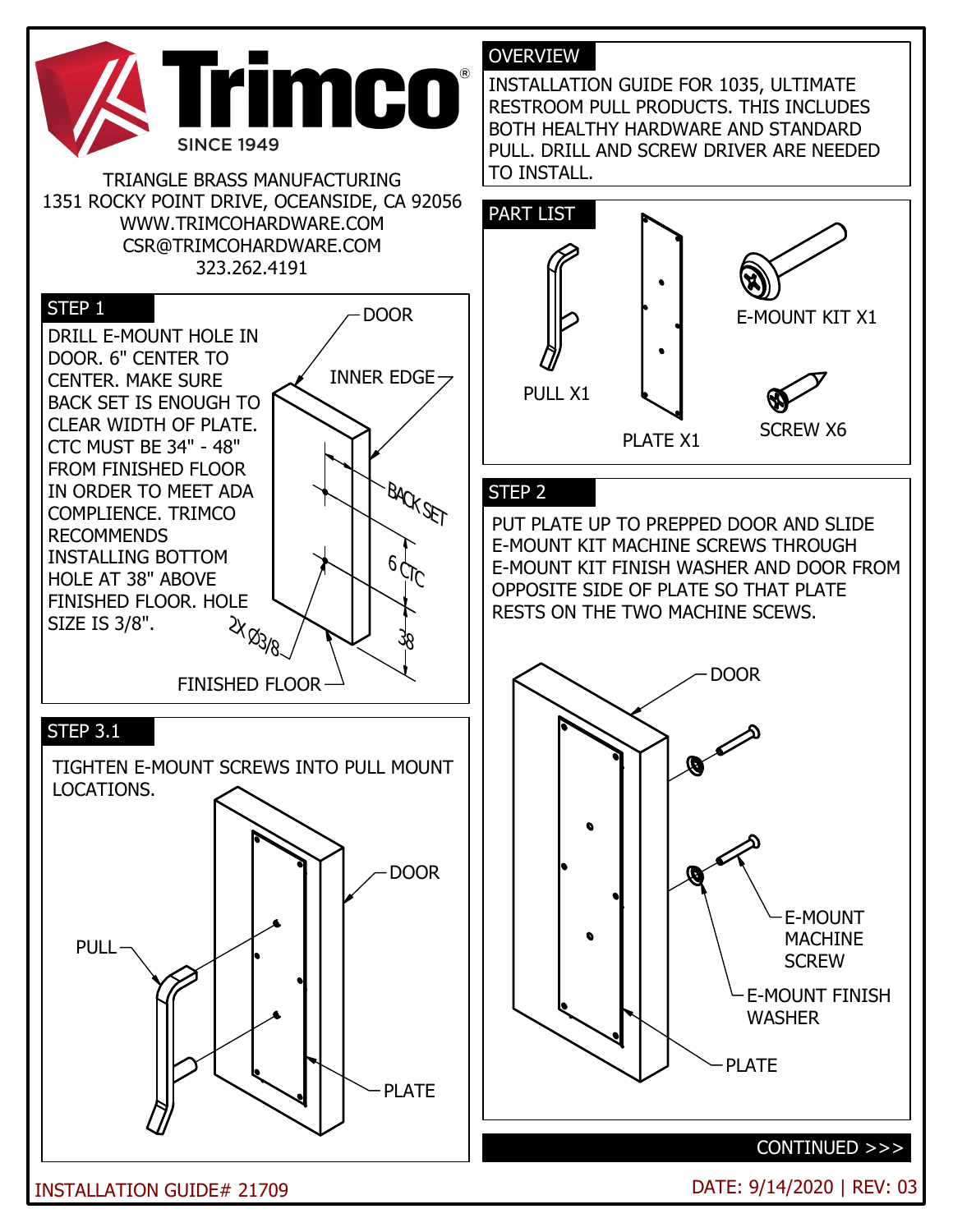# Trimco

SINCE 1949

TRIANGLE BRASS MANUFACTURING
1351 ROCKY POINT DRIVE, OCEANSIDE, CA 92056
WWW.TRIMCOHARDWARE.COM
CSR@TRIMCOHARDWARE.COM
323.262.4191

## OVERVIEW

INSTALLATION GUIDE FOR 1035, ULTIMATE RESTROOM PULL PRODUCTS. THIS INCLUDES BOTH HEALTHY HARDWARE AND STANDARD PULL. DRILL AND SCREW DRIVER ARE NEEDED TO INSTALL.

## PART LIST

- PULL X1
- PLATE X1
- E-MOUNT KIT X1
- SCREW X6

## STEP 1

DRILL E-MOUNT HOLE IN DOOR. 6" CENTER TO CENTER. MAKE SURE BACK SET IS ENOUGH TO CLEAR WIDTH OF PLATE. CTC MUST BE 34" - 48" FROM FINISHED FLOOR IN ORDER TO MEET ADA COMPLIENCE. TRIMCO RECOMMENDS INSTALLING BOTTOM HOLE AT 38" ABOVE FINISHED FLOOR. HOLE SIZE IS 3/8".

DOOR, INNER EDGE, BACK SET, 6 CTC, 38, 2X Ø3/8, FINISHED FLOOR

## STEP 2

PUT PLATE UP TO PREPPED DOOR AND SLIDE E-MOUNT KIT MACHINE SCREWS THROUGH E-MOUNT KIT FINISH WASHER AND DOOR FROM OPPOSITE SIDE OF PLATE SO THAT PLATE RESTS ON THE TWO MACHINE SCEWS.

DOOR, E-MOUNT MACHINE SCREW, E-MOUNT FINISH WASHER, PLATE

## STEP 3.1

TIGHTEN E-MOUNT SCREWS INTO PULL MOUNT LOCATIONS.

PULL, DOOR, PLATE

CONTINUED >>>

INSTALLATION GUIDE# 21709

DATE: 9/14/2020 | REV: 03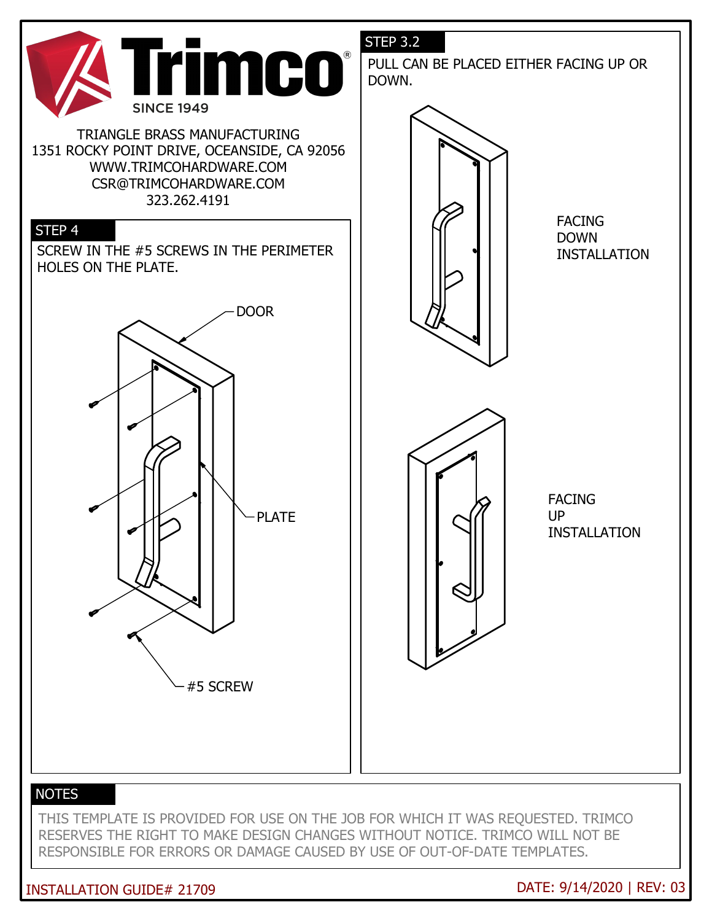# Trimco

SINCE 1949

TRIANGLE BRASS MANUFACTURING
1351 ROCKY POINT DRIVE, OCEANSIDE, CA 92056
WWW.TRIMCOHARDWARE.COM
CSR@TRIMCOHARDWARE.COM
323.262.4191

## STEP 3.2

PULL CAN BE PLACED EITHER FACING UP OR DOWN.

FACING DOWN INSTALLATION

FACING UP INSTALLATION

## STEP 4

SCREW IN THE #5 SCREWS IN THE PERIMETER HOLES ON THE PLATE.

DOOR

PLATE

#5 SCREW

## NOTES

THIS TEMPLATE IS PROVIDED FOR USE ON THE JOB FOR WHICH IT WAS REQUESTED. TRIMCO RESERVES THE RIGHT TO MAKE DESIGN CHANGES WITHOUT NOTICE. TRIMCO WILL NOT BE RESPONSIBLE FOR ERRORS OR DAMAGE CAUSED BY USE OF OUT-OF-DATE TEMPLATES.

INSTALLATION GUIDE# 21709

DATE: 9/14/2020 | REV: 03